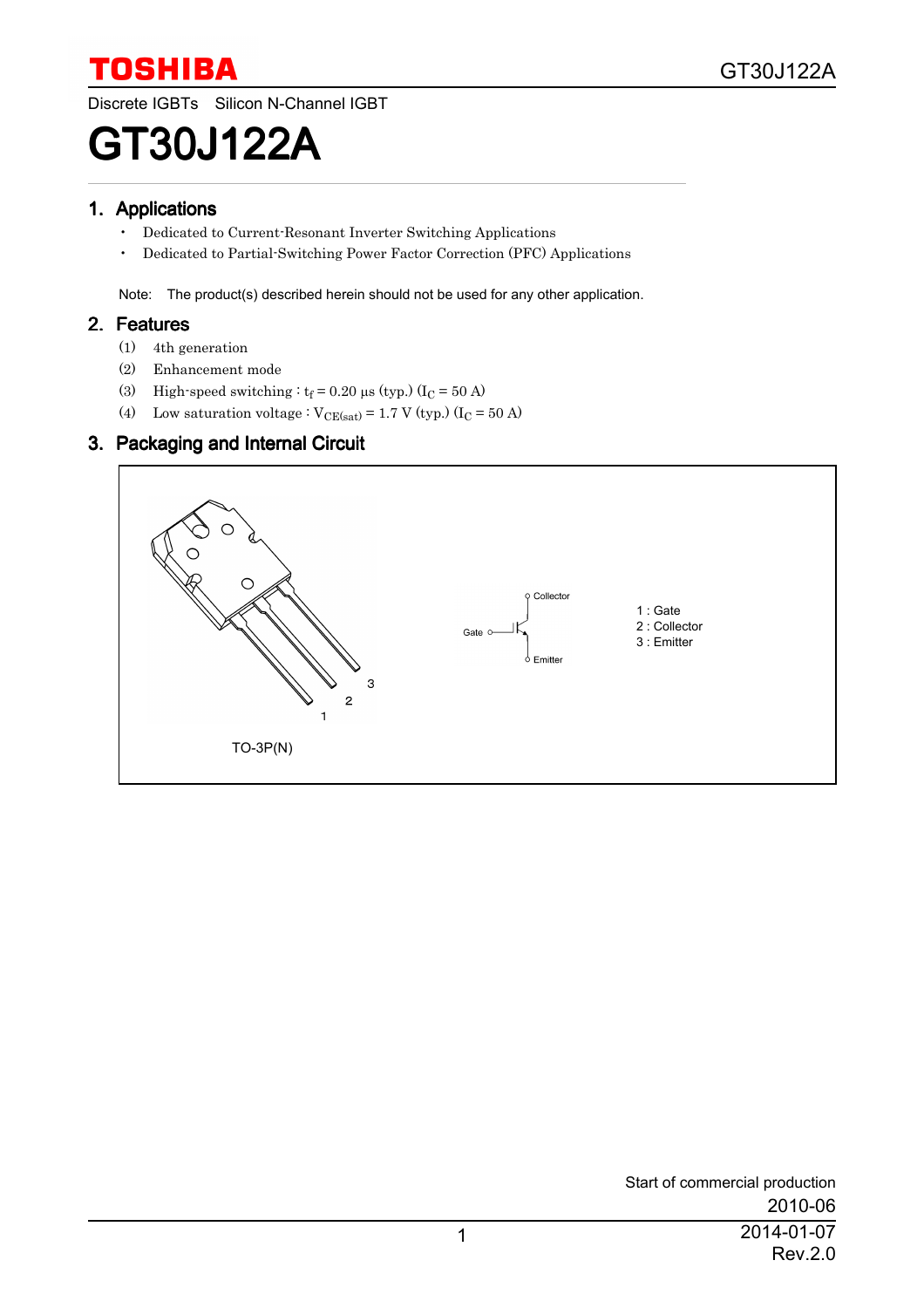Discrete IGBTs Silicon N-Channel IGBT

# GT30J122A

## 1. Applications

- Dedicated to Current-Resonant Inverter Switching Applications
- Dedicated to Partial-Switching Power Factor Correction (PFC) Applications

Note: The product(s) described herein should not be used for any other application.

## 2. Features

(1) 4th generation

(2) Enhancement mode

(3) High-speed switching : $t_f$ = 0.20 μs (typ.) ($I_C$ = 50 A)

(4) Low saturation voltage : $V_{CE(sat)}$ = 1.7 V (typ.) ($I_C$ = 50 A)

## 3. Packaging and Internal Circuit

TO-3P(N)

Collector

Gate

Emitter

1 : Gate
2 : Collector
3 : Emitter

Start of commercial production
2010-06

2014-01-07
Rev.2.0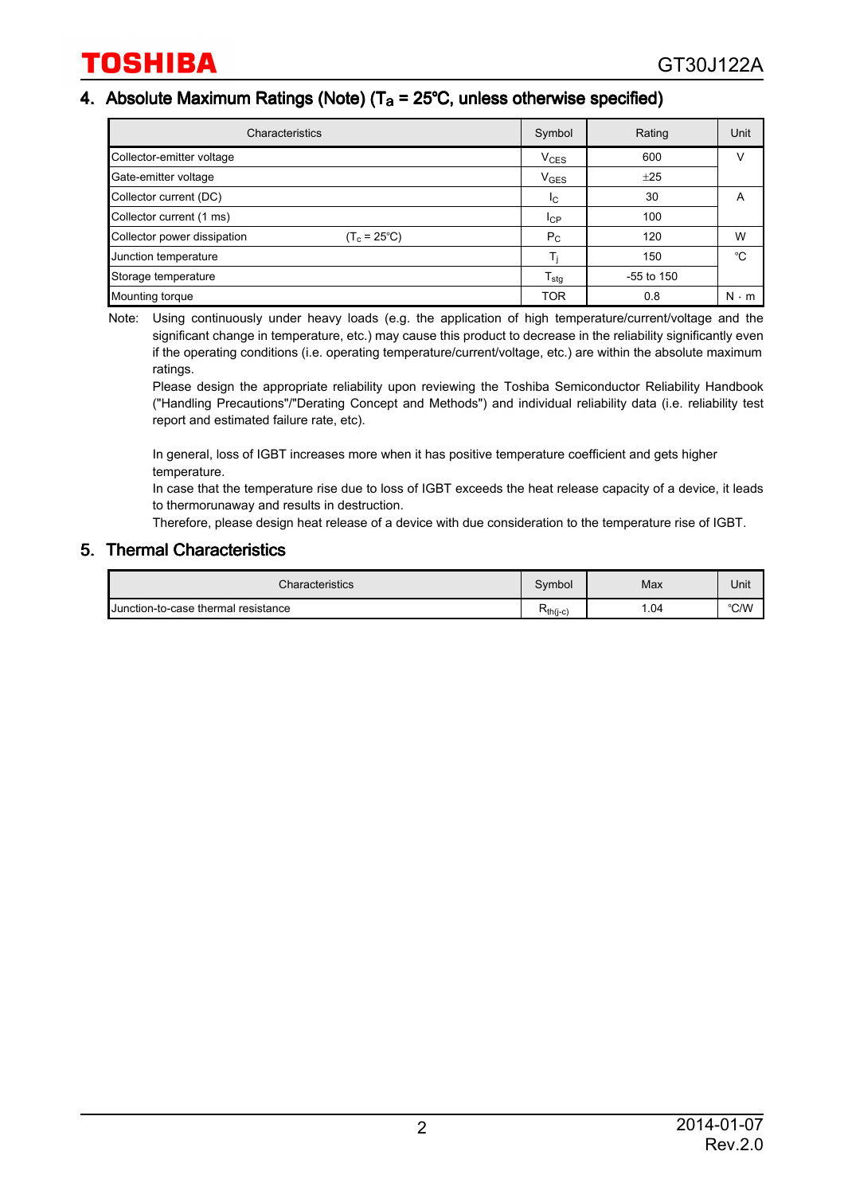## 4. Absolute Maximum Ratings (Note) ($T_a$ = 25°C, unless otherwise specified)

| Characteristics | | Symbol | Rating | Unit |
|---|---|---|---|---|
| Collector-emitter voltage | | $V_{CES}$ | 600 | V |
| Gate-emitter voltage | | $V_{GES}$ | ±25 | |
| Collector current (DC) | | $I_C$ | 30 | A |
| Collector current (1 ms) | | $I_{CP}$ | 100 | |
| Collector power dissipation | ($T_c$ = 25°C) | $P_C$ | 120 | W |
| Junction temperature | | $T_j$ | 150 | °C |
| Storage temperature | | $T_{stg}$ | -55 to 150 | |
| Mounting torque | | TOR | 0.8 | N · m |

Note: Using continuously under heavy loads (e.g. the application of high temperature/current/voltage and the significant change in temperature, etc.) may cause this product to decrease in the reliability significantly even if the operating conditions (i.e. operating temperature/current/voltage, etc.) are within the absolute maximum ratings.

Please design the appropriate reliability upon reviewing the Toshiba Semiconductor Reliability Handbook ("Handling Precautions"/"Derating Concept and Methods") and individual reliability data (i.e. reliability test report and estimated failure rate, etc).

In general, loss of IGBT increases more when it has positive temperature coefficient and gets higher temperature.

In case that the temperature rise due to loss of IGBT exceeds the heat release capacity of a device, it leads to thermorunaway and results in destruction.

Therefore, please design heat release of a device with due consideration to the temperature rise of IGBT.

## 5. Thermal Characteristics

| Characteristics | Symbol | Max | Unit |
|---|---|---|---|
| Junction-to-case thermal resistance | $R_{th(j-c)}$ | 1.04 | °C/W |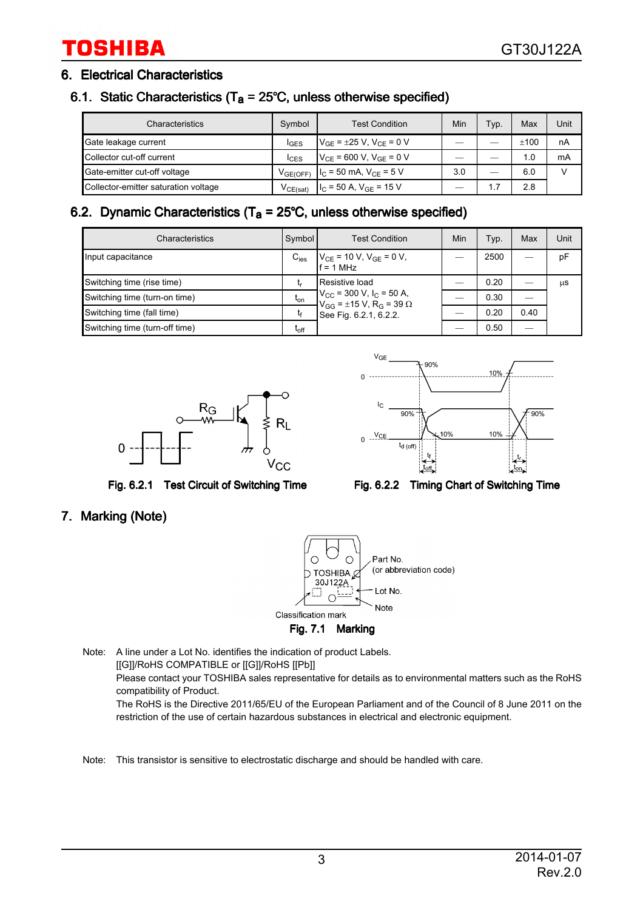## 6. Electrical Characteristics

### 6.1. Static Characteristics ($T_a$ = 25°C, unless otherwise specified)

| Characteristics | Symbol | Test Condition | Min | Typ. | Max | Unit |
|---|---|---|---|---|---|---|
| Gate leakage current | $I_{GES}$ | $V_{GE}$ = ±25 V, $V_{CE}$ = 0 V | — | — | ±100 | nA |
| Collector cut-off current | $I_{CES}$ | $V_{CE}$ = 600 V, $V_{GE}$ = 0 V | — | — | 1.0 | mA |
| Gate-emitter cut-off voltage | $V_{GE(OFF)}$ | $I_C$ = 50 mA, $V_{CE}$ = 5 V | 3.0 | — | 6.0 | V |
| Collector-emitter saturation voltage | $V_{CE(sat)}$ | $I_C$ = 50 A, $V_{GE}$ = 15 V | — | 1.7 | 2.8 | |

### 6.2. Dynamic Characteristics ($T_a$ = 25°C, unless otherwise specified)

| Characteristics | Symbol | Test Condition | Min | Typ. | Max | Unit |
|---|---|---|---|---|---|---|
| Input capacitance | $C_{ies}$ | $V_{CE}$ = 10 V, $V_{GE}$ = 0 V, f = 1 MHz | — | 2500 | — | pF |
| Switching time (rise time) | $t_r$ | Resistive load $V_{CC}$ = 300 V, $I_C$ = 50 A, $V_{GG}$ = ±15 V, $R_G$ = 39 Ω See Fig. 6.2.1, 6.2.2. | — | 0.20 | — | µs |
| Switching time (turn-on time) | $t_{on}$ | | — | 0.30 | — | |
| Switching time (fall time) | $t_f$ | | — | 0.20 | 0.40 | |
| Switching time (turn-off time) | $t_{off}$ | | — | 0.50 | — | |

Fig. 6.2.1 Test Circuit of Switching Time

Fig. 6.2.2 Timing Chart of Switching Time

## 7. Marking (Note)

Fig. 7.1 Marking

Note: A line under a Lot No. identifies the indication of product Labels.
[[G]]/RoHS COMPATIBLE or [[G]]/RoHS [[Pb]]
Please contact your TOSHIBA sales representative for details as to environmental matters such as the RoHS compatibility of Product.
The RoHS is the Directive 2011/65/EU of the European Parliament and of the Council of 8 June 2011 on the restriction of the use of certain hazardous substances in electrical and electronic equipment.

Note: This transistor is sensitive to electrostatic discharge and should be handled with care.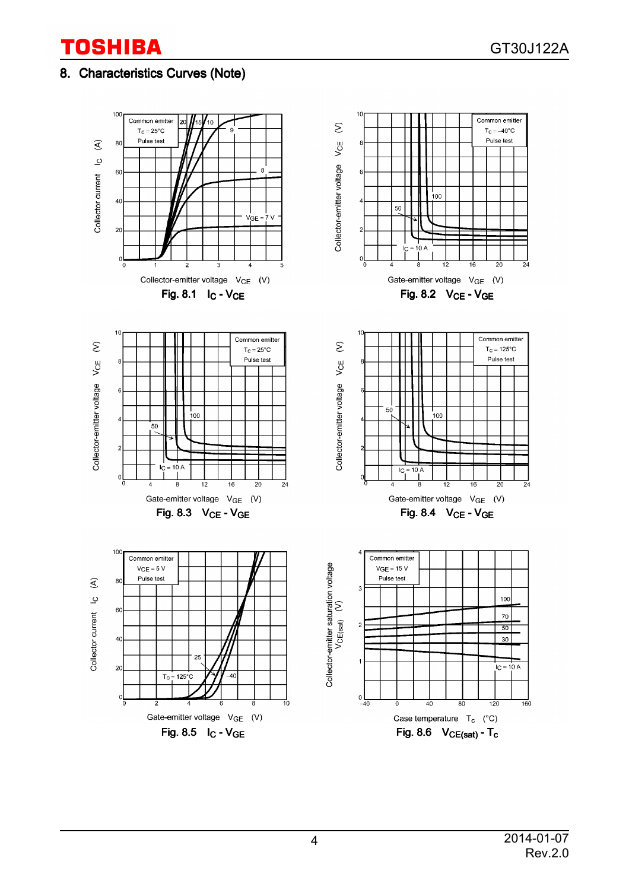## 8. Characteristics Curves (Note)

Fig. 8.1 $I_C$ - $V_{CE}$

Fig. 8.2 $V_{CE}$ - $V_{GE}$

Fig. 8.3 $V_{CE}$ - $V_{GE}$

Fig. 8.4 $V_{CE}$ - $V_{GE}$

Fig. 8.5 $I_C$ - $V_{GE}$

Fig. 8.6 $V_{CE(sat)}$ - $T_c$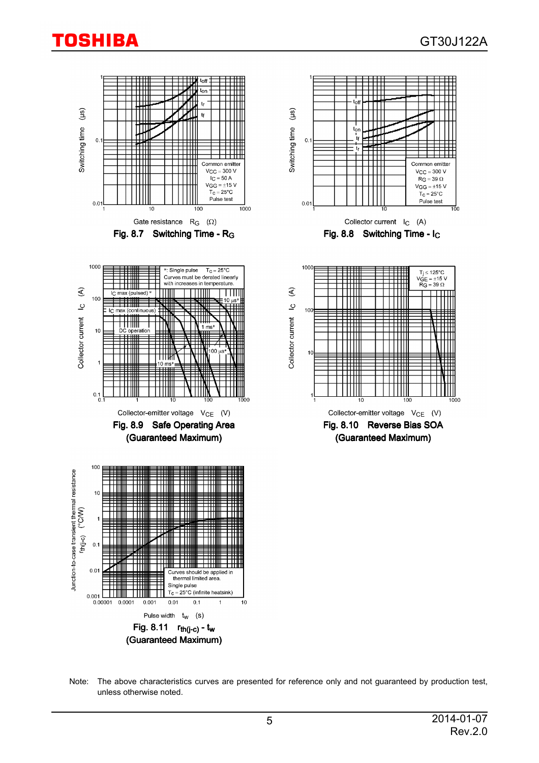Fig. 8.7 Switching Time - $R_G$

Fig. 8.8 Switching Time - $I_C$

Fig. 8.9 Safe Operating Area (Guaranteed Maximum)

Fig. 8.10 Reverse Bias SOA (Guaranteed Maximum)

Fig. 8.11 $r_{th(j-c)}$ - $t_w$ (Guaranteed Maximum)

Note: The above characteristics curves are presented for reference only and not guaranteed by production test, unless otherwise noted.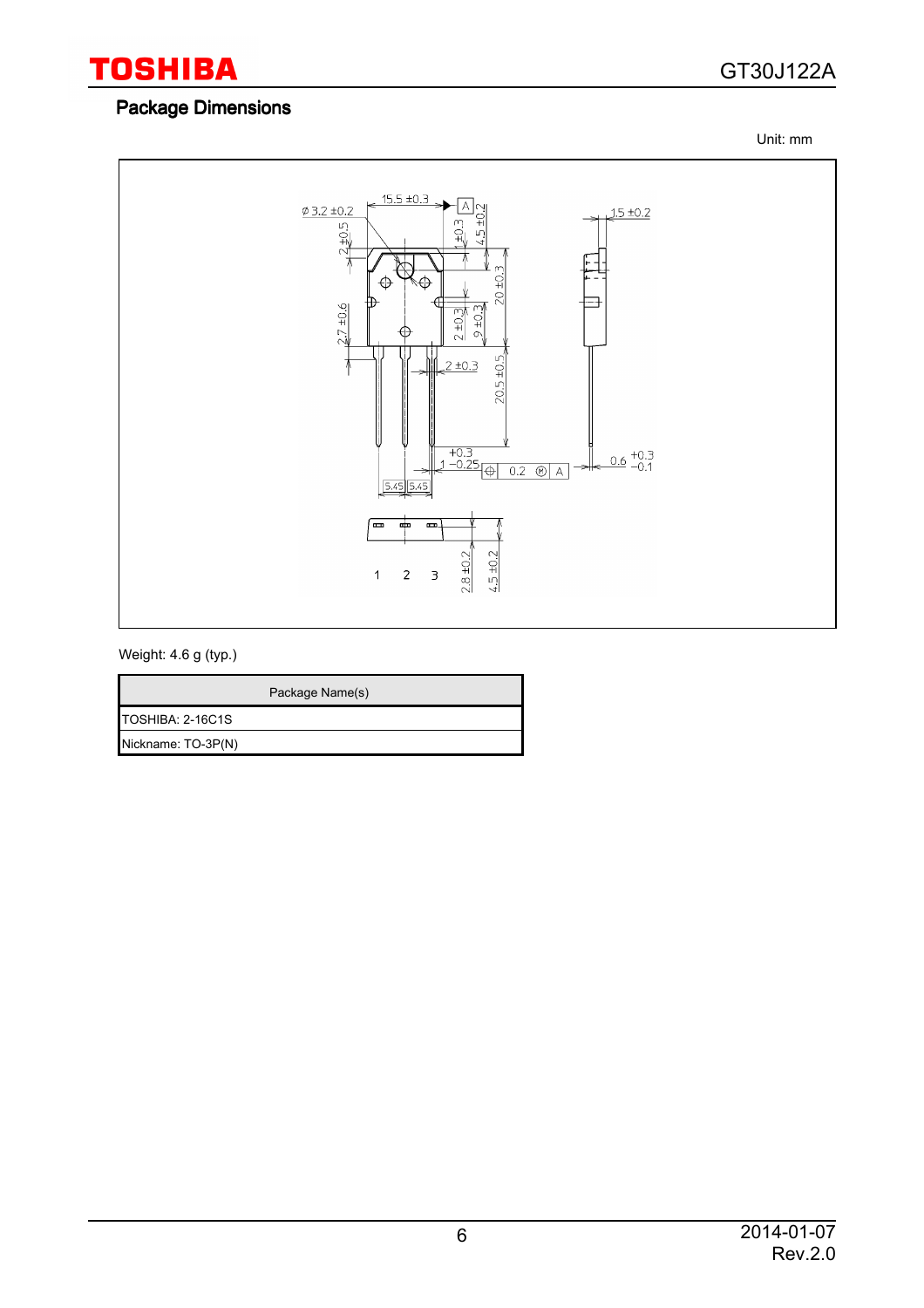## Package Dimensions

Unit: mm

Weight: 4.6 g (typ.)

| Package Name(s) |
|---|
| TOSHIBA: 2-16C1S |
| Nickname: TO-3P(N) |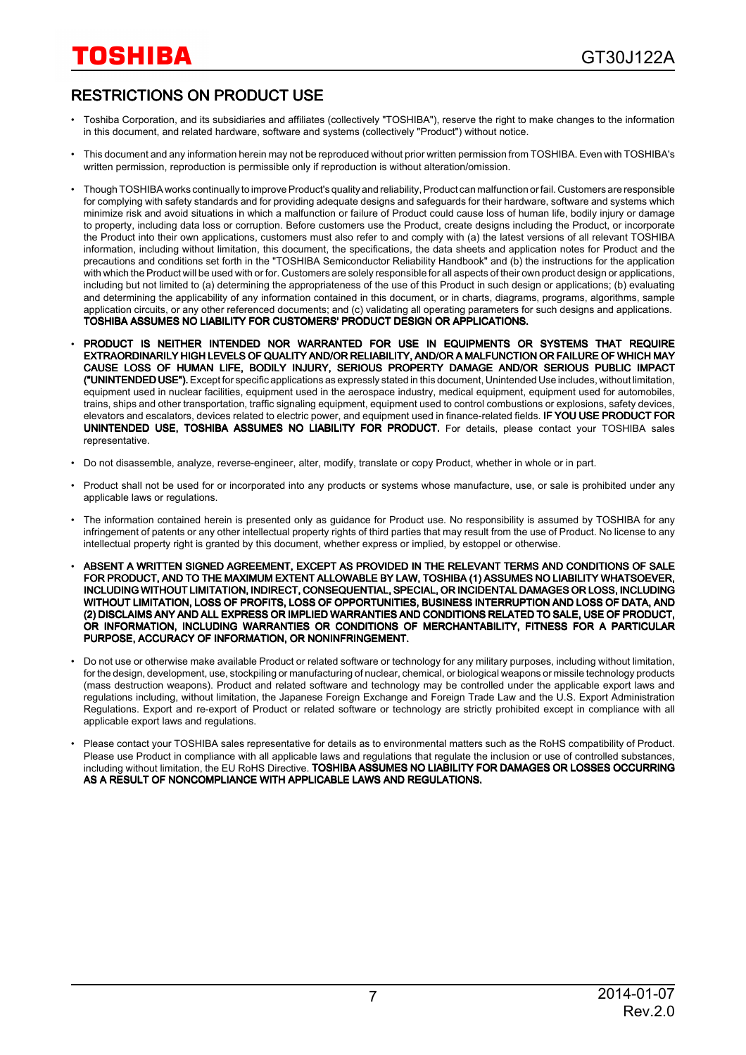## RESTRICTIONS ON PRODUCT USE

- Toshiba Corporation, and its subsidiaries and affiliates (collectively "TOSHIBA"), reserve the right to make changes to the information in this document, and related hardware, software and systems (collectively "Product") without notice.
- This document and any information herein may not be reproduced without prior written permission from TOSHIBA. Even with TOSHIBA's written permission, reproduction is permissible only if reproduction is without alteration/omission.
- Though TOSHIBA works continually to improve Product's quality and reliability, Product can malfunction or fail. Customers are responsible for complying with safety standards and for providing adequate designs and safeguards for their hardware, software and systems which minimize risk and avoid situations in which a malfunction or failure of Product could cause loss of human life, bodily injury or damage to property, including data loss or corruption. Before customers use the Product, create designs including the Product, or incorporate the Product into their own applications, customers must also refer to and comply with (a) the latest versions of all relevant TOSHIBA information, including without limitation, this document, the specifications, the data sheets and application notes for Product and the precautions and conditions set forth in the "TOSHIBA Semiconductor Reliability Handbook" and (b) the instructions for the application with which the Product will be used with or for. Customers are solely responsible for all aspects of their own product design or applications, including but not limited to (a) determining the appropriateness of the use of this Product in such design or applications; (b) evaluating and determining the applicability of any information contained in this document, or in charts, diagrams, programs, algorithms, sample application circuits, or any other referenced documents; and (c) validating all operating parameters for such designs and applications. **TOSHIBA ASSUMES NO LIABILITY FOR CUSTOMERS' PRODUCT DESIGN OR APPLICATIONS.**
- **PRODUCT IS NEITHER INTENDED NOR WARRANTED FOR USE IN EQUIPMENTS OR SYSTEMS THAT REQUIRE EXTRAORDINARILY HIGH LEVELS OF QUALITY AND/OR RELIABILITY, AND/OR A MALFUNCTION OR FAILURE OF WHICH MAY CAUSE LOSS OF HUMAN LIFE, BODILY INJURY, SERIOUS PROPERTY DAMAGE AND/OR SERIOUS PUBLIC IMPACT ("UNINTENDED USE").** Except for specific applications as expressly stated in this document, Unintended Use includes, without limitation, equipment used in nuclear facilities, equipment used in the aerospace industry, medical equipment, equipment used for automobiles, trains, ships and other transportation, traffic signaling equipment, equipment used to control combustions or explosions, safety devices, elevators and escalators, devices related to electric power, and equipment used in finance-related fields. **IF YOU USE PRODUCT FOR UNINTENDED USE, TOSHIBA ASSUMES NO LIABILITY FOR PRODUCT.** For details, please contact your TOSHIBA sales representative.
- Do not disassemble, analyze, reverse-engineer, alter, modify, translate or copy Product, whether in whole or in part.
- Product shall not be used for or incorporated into any products or systems whose manufacture, use, or sale is prohibited under any applicable laws or regulations.
- The information contained herein is presented only as guidance for Product use. No responsibility is assumed by TOSHIBA for any infringement of patents or any other intellectual property rights of third parties that may result from the use of Product. No license to any intellectual property right is granted by this document, whether express or implied, by estoppel or otherwise.
- **ABSENT A WRITTEN SIGNED AGREEMENT, EXCEPT AS PROVIDED IN THE RELEVANT TERMS AND CONDITIONS OF SALE FOR PRODUCT, AND TO THE MAXIMUM EXTENT ALLOWABLE BY LAW, TOSHIBA (1) ASSUMES NO LIABILITY WHATSOEVER, INCLUDING WITHOUT LIMITATION, INDIRECT, CONSEQUENTIAL, SPECIAL, OR INCIDENTAL DAMAGES OR LOSS, INCLUDING WITHOUT LIMITATION, LOSS OF PROFITS, LOSS OF OPPORTUNITIES, BUSINESS INTERRUPTION AND LOSS OF DATA, AND (2) DISCLAIMS ANY AND ALL EXPRESS OR IMPLIED WARRANTIES AND CONDITIONS RELATED TO SALE, USE OF PRODUCT, OR INFORMATION, INCLUDING WARRANTIES OR CONDITIONS OF MERCHANTABILITY, FITNESS FOR A PARTICULAR PURPOSE, ACCURACY OF INFORMATION, OR NONINFRINGEMENT.**
- Do not use or otherwise make available Product or related software or technology for any military purposes, including without limitation, for the design, development, use, stockpiling or manufacturing of nuclear, chemical, or biological weapons or missile technology products (mass destruction weapons). Product and related software and technology may be controlled under the applicable export laws and regulations including, without limitation, the Japanese Foreign Exchange and Foreign Trade Law and the U.S. Export Administration Regulations. Export and re-export of Product or related software or technology are strictly prohibited except in compliance with all applicable export laws and regulations.
- Please contact your TOSHIBA sales representative for details as to environmental matters such as the RoHS compatibility of Product. Please use Product in compliance with all applicable laws and regulations that regulate the inclusion or use of controlled substances, including without limitation, the EU RoHS Directive. **TOSHIBA ASSUMES NO LIABILITY FOR DAMAGES OR LOSSES OCCURRING AS A RESULT OF NONCOMPLIANCE WITH APPLICABLE LAWS AND REGULATIONS.**